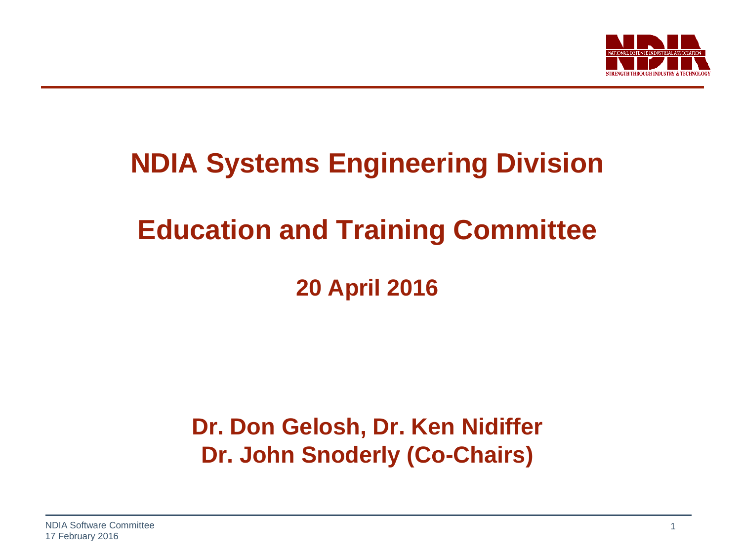# NDIA Systems Engineering Division

# Education and Training Committee

## 20 April 2016

**Dr. Don Gelosh, Dr. Ken Nidiffer**
**Dr. John Snoderly (Co-Chairs)**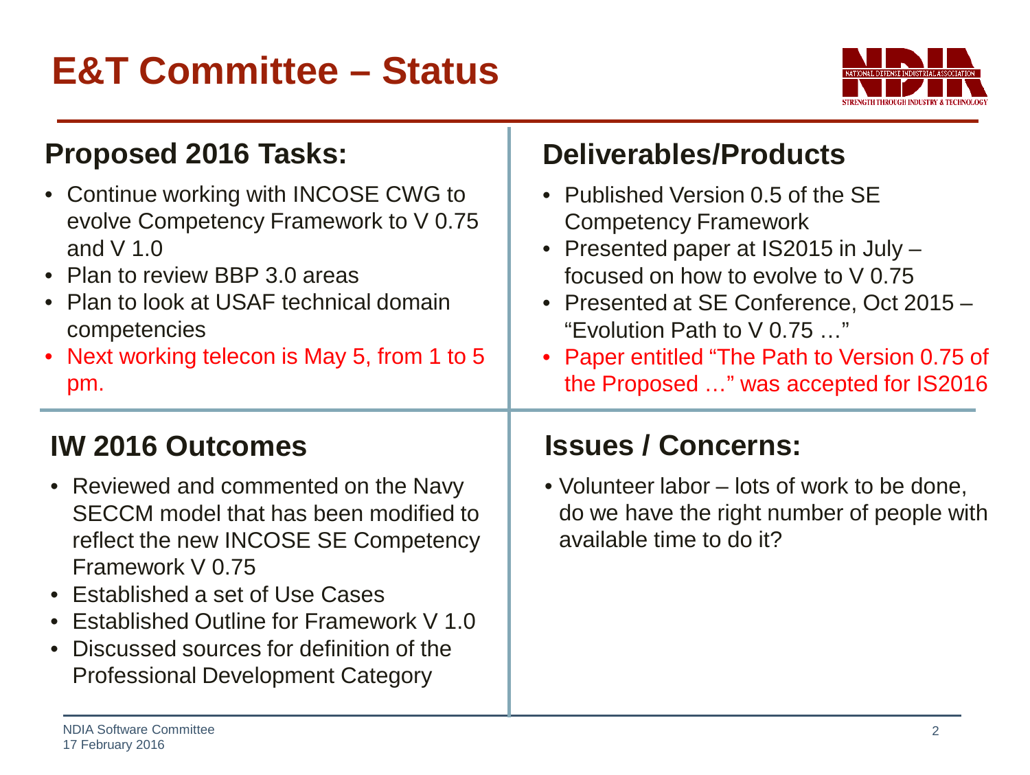# E&T Committee – Status

## Proposed 2016 Tasks:

- Continue working with INCOSE CWG to evolve Competency Framework to V 0.75 and V 1.0
- Plan to review BBP 3.0 areas
- Plan to look at USAF technical domain competencies
- Next working telecon is May 5, from 1 to 5 pm.

## Deliverables/Products

- Published Version 0.5 of the SE Competency Framework
- Presented paper at IS2015 in July – focused on how to evolve to V 0.75
- Presented at SE Conference, Oct 2015 – "Evolution Path to V 0.75 …"
- Paper entitled "The Path to Version 0.75 of the Proposed …" was accepted for IS2016

## IW 2016 Outcomes

- Reviewed and commented on the Navy SECCM model that has been modified to reflect the new INCOSE SE Competency Framework V 0.75
- Established a set of Use Cases
- Established Outline for Framework V 1.0
- Discussed sources for definition of the Professional Development Category

## Issues / Concerns:

- Volunteer labor – lots of work to be done, do we have the right number of people with available time to do it?

NDIA Software Committee
17 February 2016